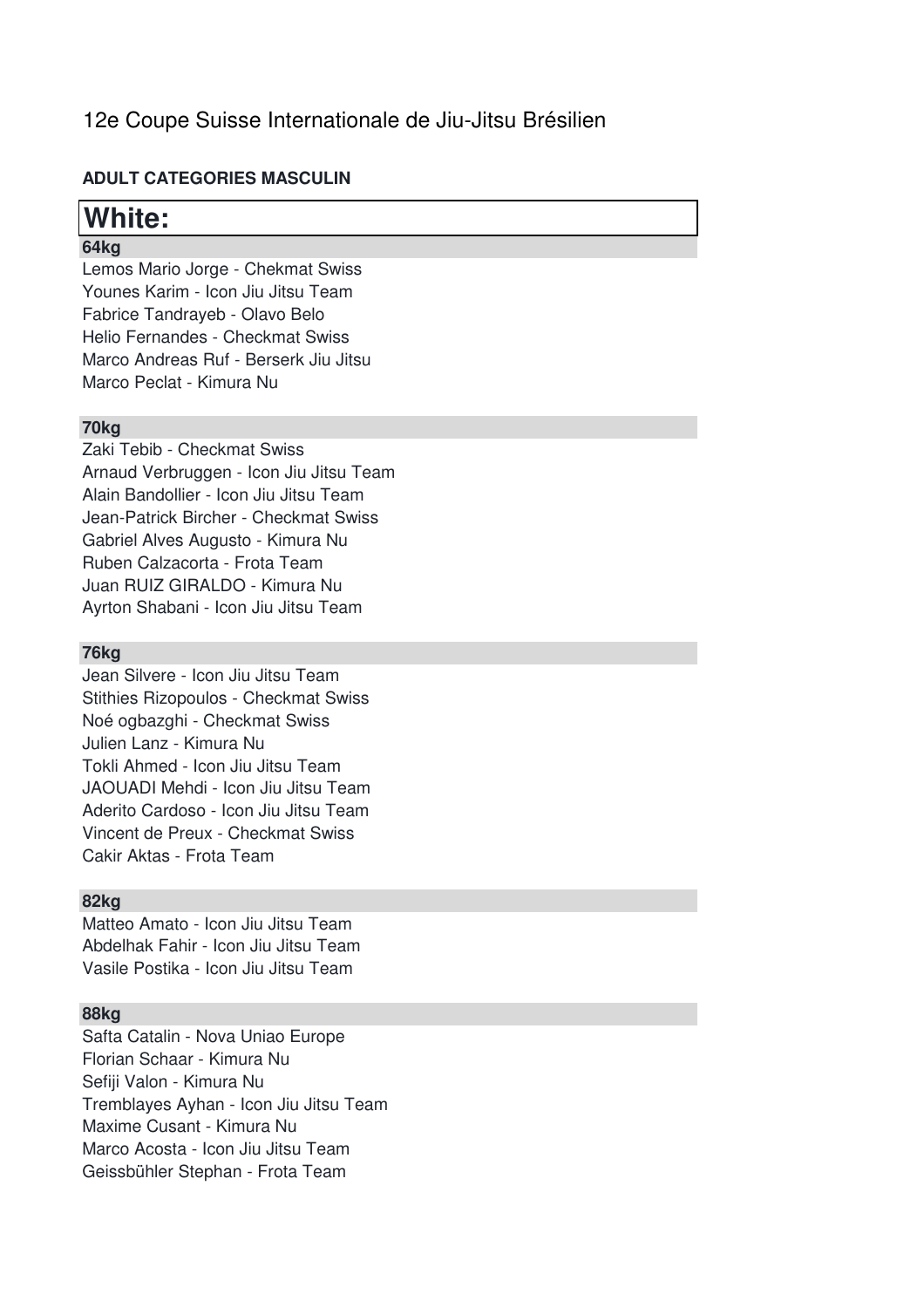# 12e Coupe Suisse Internationale de Jiu-Jitsu Brésilien

**ADULT CATEGORIES MASCULIN**

## White:

### 64kg

Lemos Mario Jorge - Chekmat Swiss
Younes Karim - Icon Jiu Jitsu Team
Fabrice Tandrayeb - Olavo Belo
Helio Fernandes - Checkmat Swiss
Marco Andreas Ruf - Berserk Jiu Jitsu
Marco Peclat - Kimura Nu

### 70kg

Zaki Tebib - Checkmat Swiss
Arnaud Verbruggen - Icon Jiu Jitsu Team
Alain Bandollier - Icon Jiu Jitsu Team
Jean-Patrick Bircher - Checkmat Swiss
Gabriel Alves Augusto - Kimura Nu
Ruben Calzacorta - Frota Team
Juan RUIZ GIRALDO - Kimura Nu
Ayrton Shabani - Icon Jiu Jitsu Team

### 76kg

Jean Silvere - Icon Jiu Jitsu Team
Stithies Rizopoulos - Checkmat Swiss
Noé ogbazghi - Checkmat Swiss
Julien Lanz - Kimura Nu
Tokli Ahmed - Icon Jiu Jitsu Team
JAOUADI Mehdi - Icon Jiu Jitsu Team
Aderito Cardoso - Icon Jiu Jitsu Team
Vincent de Preux - Checkmat Swiss
Cakir Aktas - Frota Team

### 82kg

Matteo Amato - Icon Jiu Jitsu Team
Abdelhak Fahir - Icon Jiu Jitsu Team
Vasile Postika - Icon Jiu Jitsu Team

### 88kg

Safta Catalin - Nova Uniao Europe
Florian Schaar - Kimura Nu
Sefiji Valon - Kimura Nu
Tremblayes Ayhan - Icon Jiu Jitsu Team
Maxime Cusant - Kimura Nu
Marco Acosta - Icon Jiu Jitsu Team
Geissbühler Stephan - Frota Team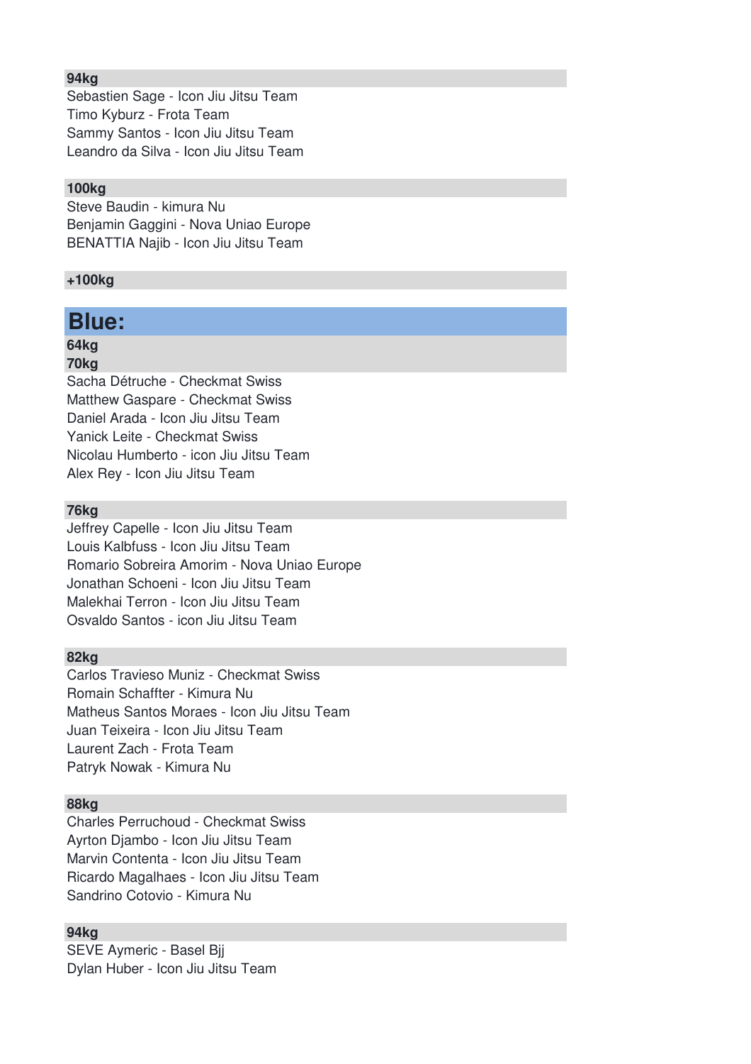### 94kg

Sebastien Sage - Icon Jiu Jitsu Team
Timo Kyburz - Frota Team
Sammy Santos - Icon Jiu Jitsu Team
Leandro da Silva - Icon Jiu Jitsu Team

### 100kg

Steve Baudin - kimura Nu
Benjamin Gaggini - Nova Uniao Europe
BENATTIA Najib - Icon Jiu Jitsu Team

### +100kg

## Blue:

### 64kg

### 70kg

Sacha Détruche - Checkmat Swiss
Matthew Gaspare - Checkmat Swiss
Daniel Arada - Icon Jiu Jitsu Team
Yanick Leite - Checkmat Swiss
Nicolau Humberto - icon Jiu Jitsu Team
Alex Rey - Icon Jiu Jitsu Team

### 76kg

Jeffrey Capelle - Icon Jiu Jitsu Team
Louis Kalbfuss - Icon Jiu Jitsu Team
Romario Sobreira Amorim - Nova Uniao Europe
Jonathan Schoeni - Icon Jiu Jitsu Team
Malekhai Terron - Icon Jiu Jitsu Team
Osvaldo Santos - icon Jiu Jitsu Team

### 82kg

Carlos Travieso Muniz - Checkmat Swiss
Romain Schaffter - Kimura Nu
Matheus Santos Moraes - Icon Jiu Jitsu Team
Juan Teixeira - Icon Jiu Jitsu Team
Laurent Zach - Frota Team
Patryk Nowak - Kimura Nu

### 88kg

Charles Perruchoud - Checkmat Swiss
Ayrton Djambo - Icon Jiu Jitsu Team
Marvin Contenta - Icon Jiu Jitsu Team
Ricardo Magalhaes - Icon Jiu Jitsu Team
Sandrino Cotovio - Kimura Nu

### 94kg

SEVE Aymeric - Basel Bjj
Dylan Huber - Icon Jiu Jitsu Team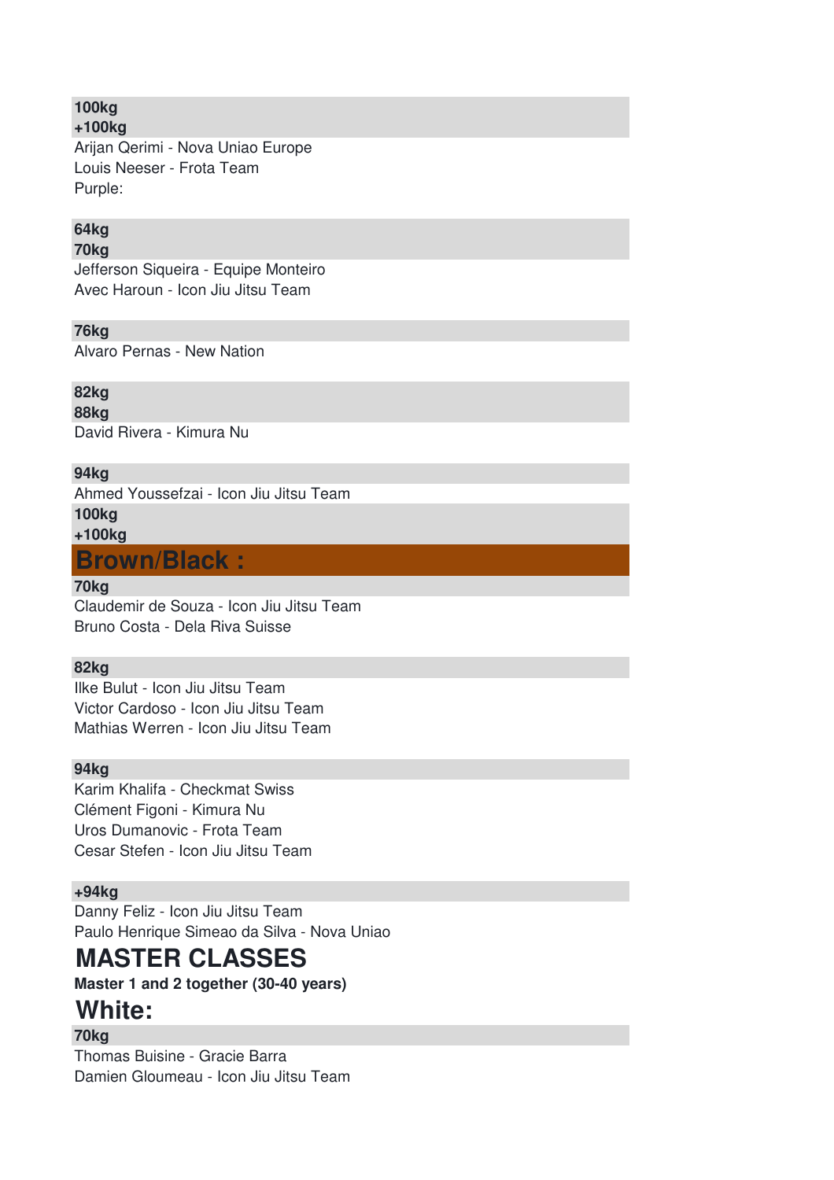**100kg**

**+100kg**

Arijan Qerimi - Nova Uniao Europe
Louis Neeser - Frota Team
Purple:

**64kg**

**70kg**

Jefferson Siqueira - Equipe Monteiro
Avec Haroun - Icon Jiu Jitsu Team

**76kg**

Alvaro Pernas - New Nation

**82kg**

**88kg**

David Rivera - Kimura Nu

**94kg**

Ahmed Youssefzai - Icon Jiu Jitsu Team

**100kg**

**+100kg**

## Brown/Black :

**70kg**

Claudemir de Souza - Icon Jiu Jitsu Team
Bruno Costa - Dela Riva Suisse

**82kg**

Ilke Bulut - Icon Jiu Jitsu Team
Victor Cardoso - Icon Jiu Jitsu Team
Mathias Werren - Icon Jiu Jitsu Team

**94kg**

Karim Khalifa - Checkmat Swiss
Clément Figoni - Kimura Nu
Uros Dumanovic - Frota Team
Cesar Stefen - Icon Jiu Jitsu Team

**+94kg**

Danny Feliz - Icon Jiu Jitsu Team
Paulo Henrique Simeao da Silva - Nova Uniao

# MASTER CLASSES

**Master 1 and 2 together (30-40 years)**

## White:

**70kg**

Thomas Buisine - Gracie Barra
Damien Gloumeau - Icon Jiu Jitsu Team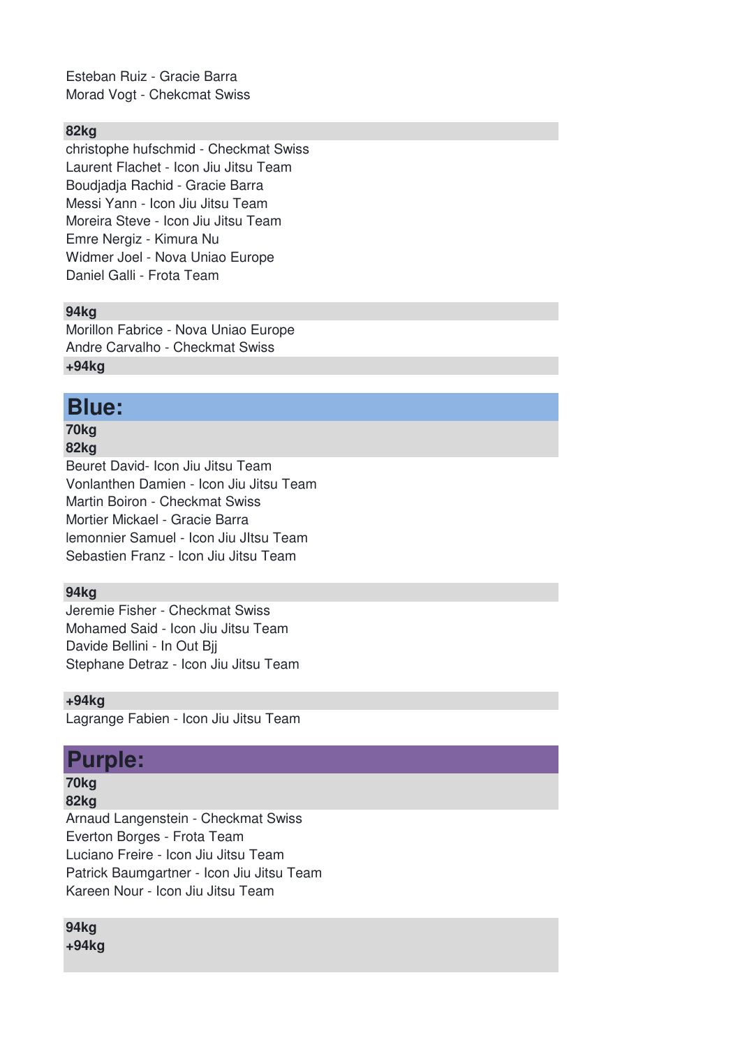Esteban Ruiz - Gracie Barra
Morad Vogt - Chekcmat Swiss

### 82kg

christophe hufschmid - Checkmat Swiss
Laurent Flachet - Icon Jiu Jitsu Team
Boudjadja Rachid - Gracie Barra
Messi Yann - Icon Jiu Jitsu Team
Moreira Steve - Icon Jiu Jitsu Team
Emre Nergiz - Kimura Nu
Widmer Joel - Nova Uniao Europe
Daniel Galli - Frota Team

### 94kg

Morillon Fabrice - Nova Uniao Europe
Andre Carvalho - Checkmat Swiss

### +94kg

## Blue:

### 70kg

### 82kg

Beuret David- Icon Jiu Jitsu Team
Vonlanthen Damien - Icon Jiu Jitsu Team
Martin Boiron - Checkmat Swiss
Mortier Mickael - Gracie Barra
lemonnier Samuel - Icon Jiu JItsu Team
Sebastien Franz - Icon Jiu Jitsu Team

### 94kg

Jeremie Fisher - Checkmat Swiss
Mohamed Said - Icon Jiu Jitsu Team
Davide Bellini - In Out Bjj
Stephane Detraz - Icon Jiu Jitsu Team

### +94kg

Lagrange Fabien - Icon Jiu Jitsu Team

## Purple:

### 70kg

### 82kg

Arnaud Langenstein - Checkmat Swiss
Everton Borges - Frota Team
Luciano Freire - Icon Jiu Jitsu Team
Patrick Baumgartner - Icon Jiu Jitsu Team
Kareen Nour - Icon Jiu Jitsu Team

### 94kg

### +94kg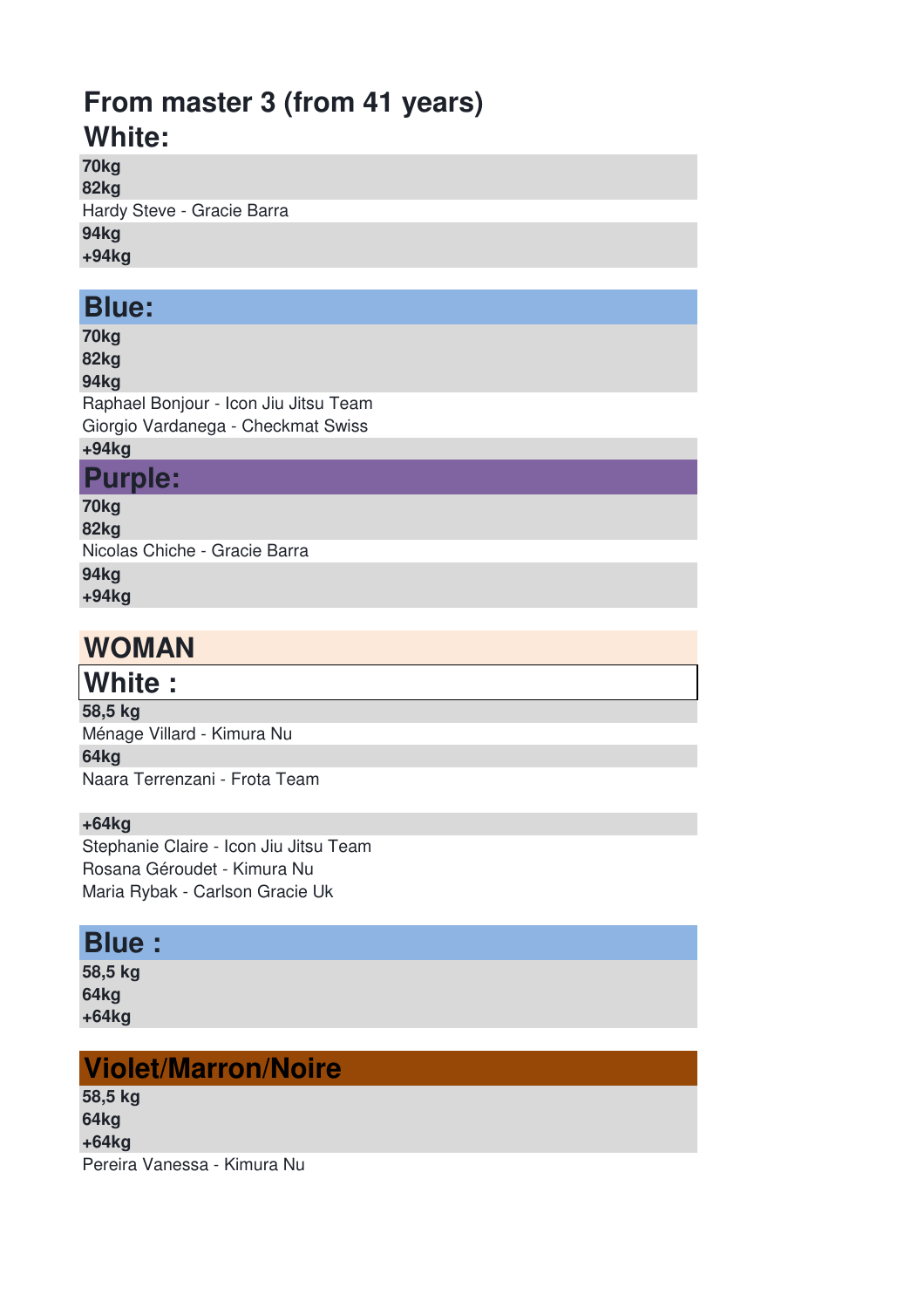## From master 3 (from 41 years)

## White:

**70kg**

**82kg**

Hardy Steve - Gracie Barra

**94kg**

**+94kg**

## Blue:

**70kg**

**82kg**

**94kg**

Raphael Bonjour - Icon Jiu Jitsu Team

Giorgio Vardanega - Checkmat Swiss

**+94kg**

## Purple:

**70kg**

**82kg**

Nicolas Chiche - Gracie Barra

**94kg**

**+94kg**

## WOMAN

## White :

**58,5 kg**

Ménage Villard - Kimura Nu

**64kg**

Naara Terrenzani - Frota Team

**+64kg**

Stephanie Claire - Icon Jiu Jitsu Team

Rosana Géroudet - Kimura Nu

Maria Rybak - Carlson Gracie Uk

## Blue :

**58,5 kg**

**64kg**

**+64kg**

## Violet/Marron/Noire

**58,5 kg**

**64kg**

**+64kg**

Pereira Vanessa - Kimura Nu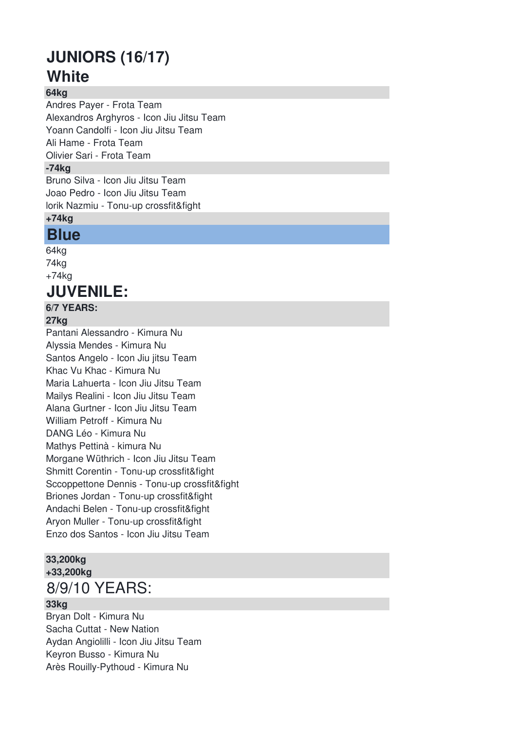# JUNIORS (16/17)

## White

**64kg**

Andres Payer - Frota Team
Alexandros Arghyros - Icon Jiu Jitsu Team
Yoann Candolfi - Icon Jiu Jitsu Team
Ali Hame - Frota Team
Olivier Sari - Frota Team

**-74kg**

Bruno Silva - Icon Jiu Jitsu Team
Joao Pedro - Icon Jiu Jitsu Team
lorik Nazmiu - Tonu-up crossfit&fight

**+74kg**

## Blue

64kg
74kg
+74kg

# JUVENILE:

**6/7 YEARS:**

**27kg**

Pantani Alessandro - Kimura Nu
Alyssia Mendes - Kimura Nu
Santos Angelo - Icon Jiu jitsu Team
Khac Vu Khac - Kimura Nu
Maria Lahuerta - Icon Jiu Jitsu Team
Mailys Realini - Icon Jiu Jitsu Team
Alana Gurtner - Icon Jiu Jitsu Team
William Petroff - Kimura Nu
DANG Léo - Kimura Nu
Mathys Pettinà - kimura Nu
Morgane Wüthrich - Icon Jiu Jitsu Team
Shmitt Corentin - Tonu-up crossfit&fight
Sccoppettone Dennis - Tonu-up crossfit&fight
Briones Jordan - Tonu-up crossfit&fight
Andachi Belen - Tonu-up crossfit&fight
Aryon Muller - Tonu-up crossfit&fight
Enzo dos Santos - Icon Jiu Jitsu Team

**33,200kg**

**+33,200kg**

## 8/9/10 YEARS:

**33kg**

Bryan Dolt - Kimura Nu
Sacha Cuttat - New Nation
Aydan Angiolilli - Icon Jiu Jitsu Team
Keyron Busso - Kimura Nu
Arès Rouilly-Pythoud - Kimura Nu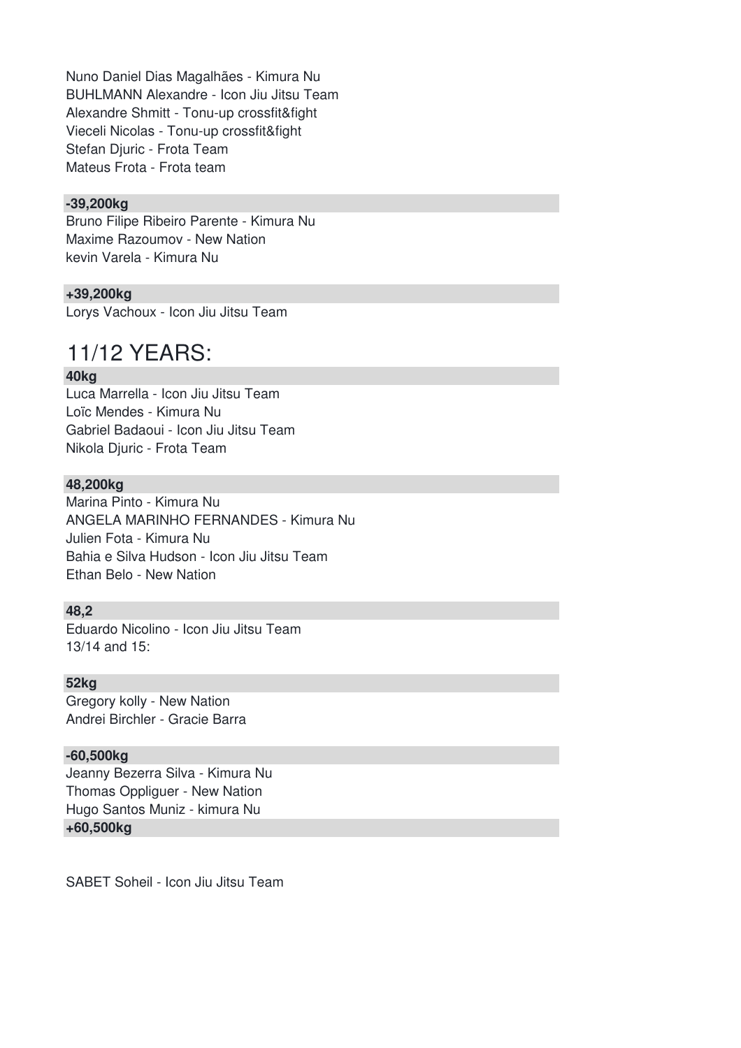Nuno Daniel Dias Magalhães - Kimura Nu
BUHLMANN Alexandre - Icon Jiu Jitsu Team
Alexandre Shmitt - Tonu-up crossfit&fight
Vieceli Nicolas - Tonu-up crossfit&fight
Stefan Djuric - Frota Team
Mateus Frota - Frota team

**-39,200kg**

Bruno Filipe Ribeiro Parente - Kimura Nu
Maxime Razoumov - New Nation
kevin Varela - Kimura Nu

**+39,200kg**

Lorys Vachoux - Icon Jiu Jitsu Team

# 11/12 YEARS:

**40kg**

Luca Marrella - Icon Jiu Jitsu Team
Loïc Mendes - Kimura Nu
Gabriel Badaoui - Icon Jiu Jitsu Team
Nikola Djuric - Frota Team

**48,200kg**

Marina Pinto - Kimura Nu
ANGELA MARINHO FERNANDES - Kimura Nu
Julien Fota - Kimura Nu
Bahia e Silva Hudson - Icon Jiu Jitsu Team
Ethan Belo - New Nation

**48,2**

Eduardo Nicolino - Icon Jiu Jitsu Team
13/14 and 15:

**52kg**

Gregory kolly - New Nation
Andrei Birchler - Gracie Barra

**-60,500kg**

Jeanny Bezerra Silva - Kimura Nu
Thomas Oppliguer - New Nation
Hugo Santos Muniz - kimura Nu

**+60,500kg**

SABET Soheil - Icon Jiu Jitsu Team